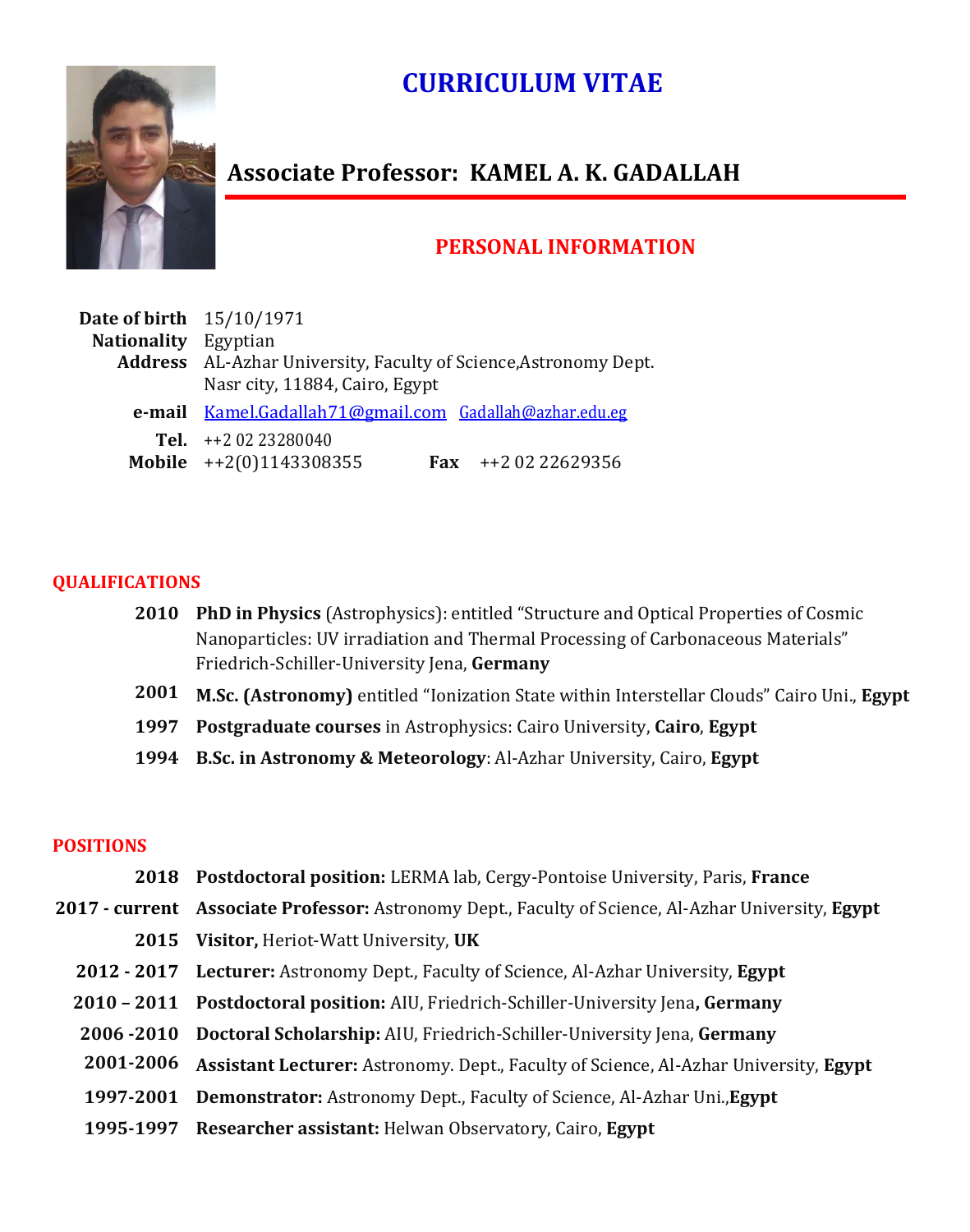# CURRICULUM VITAE

## Associate Professor: KAMEL A. K. GADALLAH

### PERSONAL INFORMATION

**Date of birth** 15/10/1971
**Nationality** Egyptian
**Address** AL-Azhar University, Faculty of Science,Astronomy Dept.
Nasr city, 11884, Cairo, Egypt
**e-mail** Kamel.Gadallah71@gmail.com Gadallah@azhar.edu.eg
**Tel.** ++2 02 23280040
**Mobile** ++2(0)1143308355 **Fax** ++2 02 22629356

## QUALIFICATIONS

- **2010** **PhD in Physics** (Astrophysics): entitled "Structure and Optical Properties of Cosmic Nanoparticles: UV irradiation and Thermal Processing of Carbonaceous Materials" Friedrich-Schiller-University Jena, **Germany**
- **2001** **M.Sc. (Astronomy)** entitled "Ionization State within Interstellar Clouds" Cairo Uni., **Egypt**
- **1997** **Postgraduate courses** in Astrophysics: Cairo University, **Cairo**, **Egypt**
- **1994** **B.Sc. in Astronomy & Meteorology**: Al-Azhar University, Cairo, **Egypt**

## POSITIONS

- **2018** **Postdoctoral position:** LERMA lab, Cergy-Pontoise University, Paris, **France**
- **2017 - current** **Associate Professor:** Astronomy Dept., Faculty of Science, Al-Azhar University, **Egypt**
- **2015** **Visitor,** Heriot-Watt University, **UK**
- **2012 - 2017** **Lecturer:** Astronomy Dept., Faculty of Science, Al-Azhar University, **Egypt**
- **2010 – 2011** **Postdoctoral position:** AIU, Friedrich-Schiller-University Jena**, Germany**
- **2006 -2010** **Doctoral Scholarship:** AIU, Friedrich-Schiller-University Jena, **Germany**
- **2001-2006** **Assistant Lecturer:** Astronomy. Dept., Faculty of Science, Al-Azhar University, **Egypt**
- **1997-2001** **Demonstrator:** Astronomy Dept., Faculty of Science, Al-Azhar Uni.,**Egypt**
- **1995-1997** **Researcher assistant:** Helwan Observatory, Cairo, **Egypt**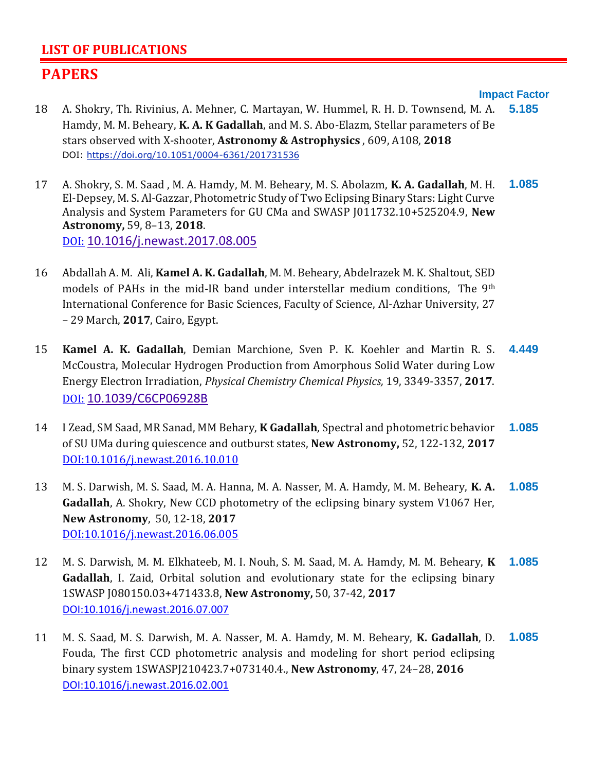## LIST OF PUBLICATIONS

## PAPERS

| | | Impact Factor |
|---|---|---|
| 18 | A. Shokry, Th. Rivinius, A. Mehner, C. Martayan, W. Hummel, R. H. D. Townsend, M. A. Hamdy, M. M. Beheary, **K. A. K Gadallah**, and M. S. Abo-Elazm, Stellar parameters of Be stars observed with X-shooter, **Astronomy & Astrophysics** , 609, A108, **2018** DOI: https://doi.org/10.1051/0004-6361/201731536 | 5.185 |
| 17 | A. Shokry, S. M. Saad , M. A. Hamdy, M. M. Beheary, M. S. Abolazm, **K. A. Gadallah**, M. H. El-Depsey, M. S. Al-Gazzar, Photometric Study of Two Eclipsing Binary Stars: Light Curve Analysis and System Parameters for GU CMa and SWASP J011732.10+525204.9, **New Astronomy,** 59, 8–13, **2018**. DOI: 10.1016/j.newast.2017.08.005 | 1.085 |
| 16 | Abdallah A. M. Ali, **Kamel A. K. Gadallah**, M. M. Beheary, Abdelrazek M. K. Shaltout, SED models of PAHs in the mid-IR band under interstellar medium conditions, The 9th International Conference for Basic Sciences, Faculty of Science, Al-Azhar University, 27 – 29 March, **2017**, Cairo, Egypt. | |
| 15 | **Kamel A. K. Gadallah**, Demian Marchione, Sven P. K. Koehler and Martin R. S. McCoustra, Molecular Hydrogen Production from Amorphous Solid Water during Low Energy Electron Irradiation, *Physical Chemistry Chemical Physics,* 19, 3349-3357, **2017**. DOI: 10.1039/C6CP06928B | 4.449 |
| 14 | I Zead, SM Saad, MR Sanad, MM Behary, **K Gadallah**, Spectral and photometric behavior of SU UMa during quiescence and outburst states, **New Astronomy,** 52, 122-132, **2017** DOI:10.1016/j.newast.2016.10.010 | 1.085 |
| 13 | M. S. Darwish, M. S. Saad, M. A. Hanna, M. A. Nasser, M. A. Hamdy, M. M. Beheary, **K. A. Gadallah**, A. Shokry, New CCD photometry of the eclipsing binary system V1067 Her, **New Astronomy**, 50, 12-18, **2017** DOI:10.1016/j.newast.2016.06.005 | 1.085 |
| 12 | M. S. Darwish, M. M. Elkhateeb, M. I. Nouh, S. M. Saad, M. A. Hamdy, M. M. Beheary, **K Gadallah**, I. Zaid, Orbital solution and evolutionary state for the eclipsing binary 1SWASP J080150.03+471433.8, **New Astronomy,** 50, 37-42, **2017** DOI:10.1016/j.newast.2016.07.007 | 1.085 |
| 11 | M. S. Saad, M. S. Darwish, M. A. Nasser, M. A. Hamdy, M. M. Beheary, **K. Gadallah**, D. Fouda, The first CCD photometric analysis and modeling for short period eclipsing binary system 1SWASPJ210423.7+073140.4., **New Astronomy**, 47, 24–28, **2016** DOI:10.1016/j.newast.2016.02.001 | 1.085 |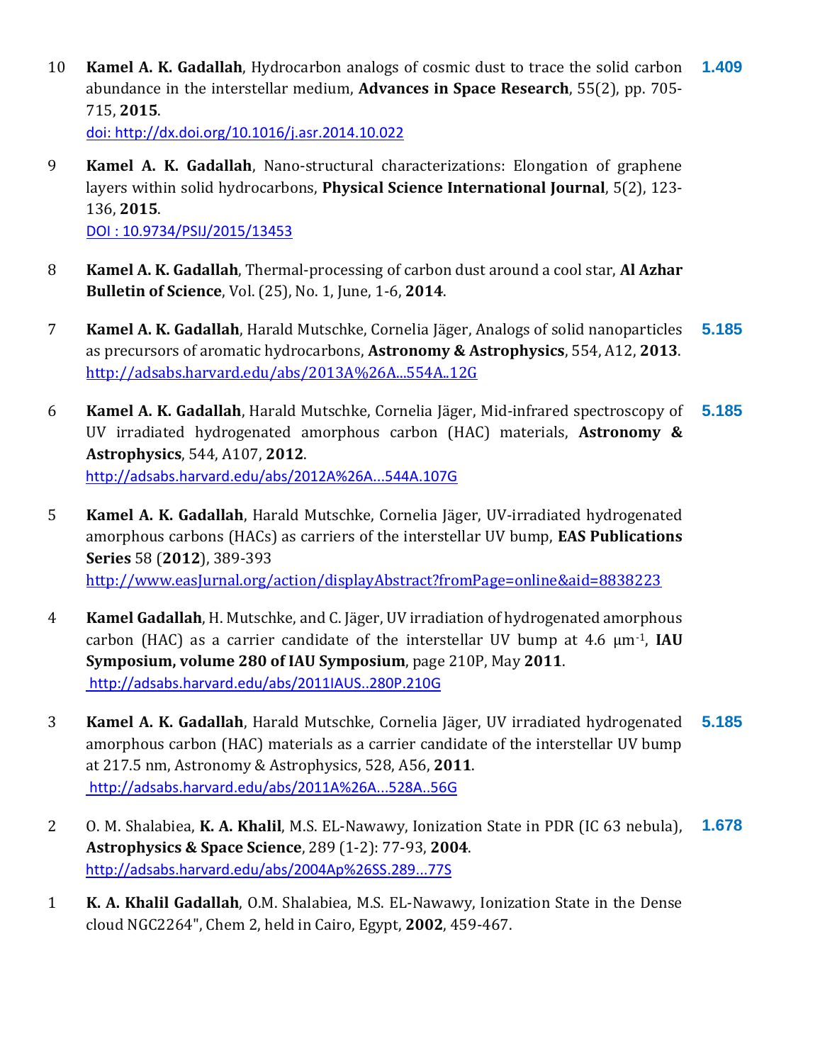10 **Kamel A. K. Gadallah**, Hydrocarbon analogs of cosmic dust to trace the solid carbon abundance in the interstellar medium, **Advances in Space Research**, 55(2), pp. 705-715, **2015**. **1.409**
doi: http://dx.doi.org/10.1016/j.asr.2014.10.022

9 **Kamel A. K. Gadallah**, Nano-structural characterizations: Elongation of graphene layers within solid hydrocarbons, **Physical Science International Journal**, 5(2), 123-136, **2015**.
DOI : 10.9734/PSIJ/2015/13453

8 **Kamel A. K. Gadallah**, Thermal-processing of carbon dust around a cool star, **Al Azhar Bulletin of Science**, Vol. (25), No. 1, June, 1-6, **2014**.

7 **Kamel A. K. Gadallah**, Harald Mutschke, Cornelia Jäger, Analogs of solid nanoparticles as precursors of aromatic hydrocarbons, **Astronomy & Astrophysics**, 554, A12, **2013**. **5.185**
http://adsabs.harvard.edu/abs/2013A%26A...554A..12G

6 **Kamel A. K. Gadallah**, Harald Mutschke, Cornelia Jäger, Mid-infrared spectroscopy of UV irradiated hydrogenated amorphous carbon (HAC) materials, **Astronomy & Astrophysics**, 544, A107, **2012**. **5.185**
http://adsabs.harvard.edu/abs/2012A%26A...544A.107G

5 **Kamel A. K. Gadallah**, Harald Mutschke, Cornelia Jäger, UV-irradiated hydrogenated amorphous carbons (HACs) as carriers of the interstellar UV bump, **EAS Publications Series** 58 (**2012**), 389-393
http://www.easJurnal.org/action/displayAbstract?fromPage=online&aid=8838223

4 **Kamel Gadallah**, H. Mutschke, and C. Jäger, UV irradiation of hydrogenated amorphous carbon (HAC) as a carrier candidate of the interstellar UV bump at 4.6 $\mu m^{-1}$, **IAU Symposium, volume 280 of IAU Symposium**, page 210P, May **2011**.
http://adsabs.harvard.edu/abs/2011IAUS..280P.210G

3 **Kamel A. K. Gadallah**, Harald Mutschke, Cornelia Jäger, UV irradiated hydrogenated amorphous carbon (HAC) materials as a carrier candidate of the interstellar UV bump at 217.5 nm, Astronomy & Astrophysics, 528, A56, **2011**. **5.185**
http://adsabs.harvard.edu/abs/2011A%26A...528A..56G

2 O. M. Shalabiea, **K. A. Khalil**, M.S. EL-Nawawy, Ionization State in PDR (IC 63 nebula), **Astrophysics & Space Science**, 289 (1-2): 77-93, **2004**. **1.678**
http://adsabs.harvard.edu/abs/2004Ap%26SS.289...77S

1 **K. A. Khalil Gadallah**, O.M. Shalabiea, M.S. EL-Nawawy, Ionization State in the Dense cloud NGC2264", Chem 2, held in Cairo, Egypt, **2002**, 459-467.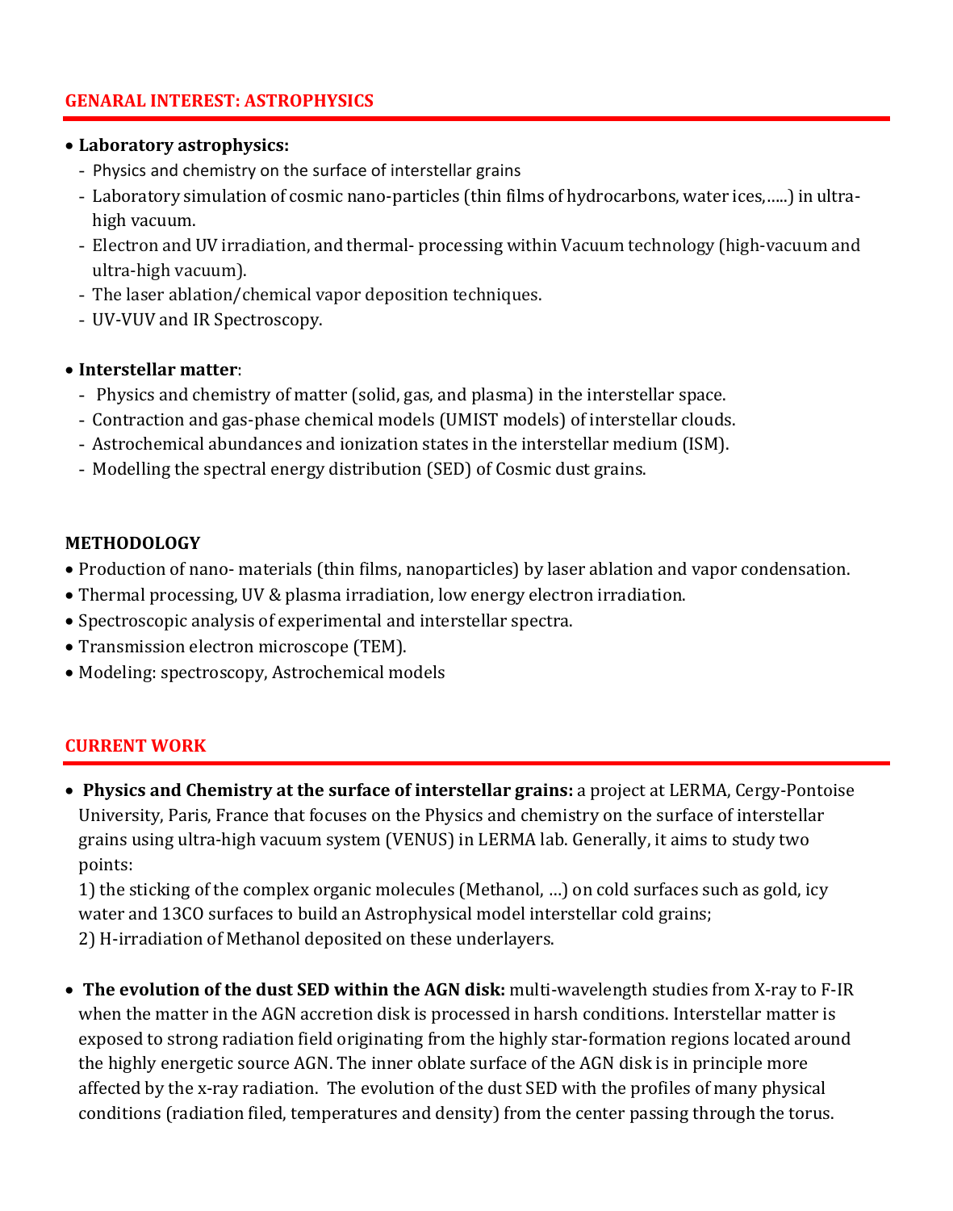## GENARAL INTEREST: ASTROPHYSICS

- **Laboratory astrophysics:**
  - Physics and chemistry on the surface of interstellar grains
  - Laboratory simulation of cosmic nano-particles (thin films of hydrocarbons, water ices,…..) in ultra-high vacuum.
  - Electron and UV irradiation, and thermal- processing within Vacuum technology (high-vacuum and ultra-high vacuum).
  - The laser ablation/chemical vapor deposition techniques.
  - UV-VUV and IR Spectroscopy.

- **Interstellar matter**:
  - Physics and chemistry of matter (solid, gas, and plasma) in the interstellar space.
  - Contraction and gas-phase chemical models (UMIST models) of interstellar clouds.
  - Astrochemical abundances and ionization states in the interstellar medium (ISM).
  - Modelling the spectral energy distribution (SED) of Cosmic dust grains.

### METHODOLOGY

- Production of nano- materials (thin films, nanoparticles) by laser ablation and vapor condensation.
- Thermal processing, UV & plasma irradiation, low energy electron irradiation.
- Spectroscopic analysis of experimental and interstellar spectra.
- Transmission electron microscope (TEM).
- Modeling: spectroscopy, Astrochemical models

## CURRENT WORK

- **Physics and Chemistry at the surface of interstellar grains:** a project at LERMA, Cergy-Pontoise University, Paris, France that focuses on the Physics and chemistry on the surface of interstellar grains using ultra-high vacuum system (VENUS) in LERMA lab. Generally, it aims to study two points:

  1) the sticking of the complex organic molecules (Methanol, …) on cold surfaces such as gold, icy water and 13CO surfaces to build an Astrophysical model interstellar cold grains;

  2) H-irradiation of Methanol deposited on these underlayers.

- **The evolution of the dust SED within the AGN disk:** multi-wavelength studies from X-ray to F-IR when the matter in the AGN accretion disk is processed in harsh conditions. Interstellar matter is exposed to strong radiation field originating from the highly star-formation regions located around the highly energetic source AGN. The inner oblate surface of the AGN disk is in principle more affected by the x-ray radiation. The evolution of the dust SED with the profiles of many physical conditions (radiation filed, temperatures and density) from the center passing through the torus.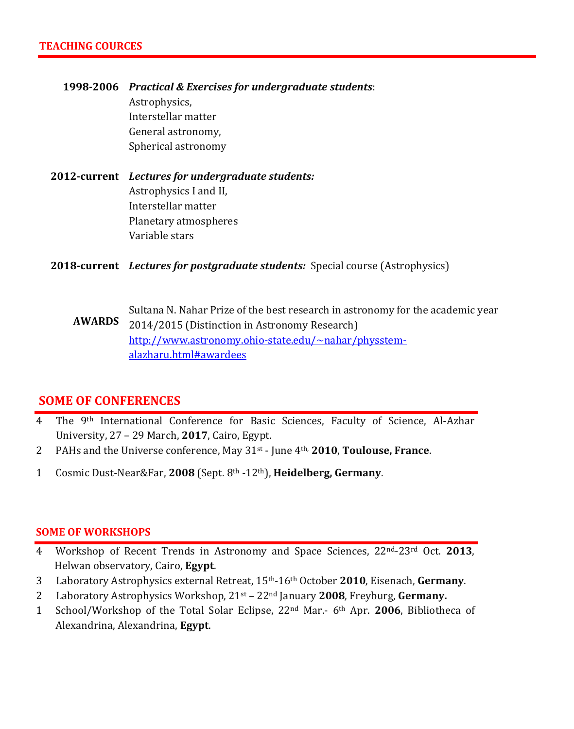## TEACHING COURCES

**1998-2006** ***Practical & Exercises for undergraduate students***:
Astrophysics,
Interstellar matter
General astronomy,
Spherical astronomy

**2012-current** ***Lectures for undergraduate students:***
Astrophysics I and II,
Interstellar matter
Planetary atmospheres
Variable stars

**2018-current** ***Lectures for postgraduate students:*** Special course (Astrophysics)

**AWARDS** Sultana N. Nahar Prize of the best research in astronomy for the academic year 2014/2015 (Distinction in Astronomy Research) [http://www.astronomy.ohio-state.edu/~nahar/physstem-alazharu.html#awardees](http://www.astronomy.ohio-state.edu/~nahar/physstem-alazharu.html#awardees)

## SOME OF CONFERENCES

4 The 9th International Conference for Basic Sciences, Faculty of Science, Al-Azhar University, 27 – 29 March, **2017**, Cairo, Egypt.

2 PAHs and the Universe conference, May 31st - June 4th, **2010**, **Toulouse, France**.

1 Cosmic Dust-Near&Far, **2008** (Sept. 8th -12th), **Heidelberg, Germany**.

## SOME OF WORKSHOPS

4 Workshop of Recent Trends in Astronomy and Space Sciences, 22nd-23rd Oct. **2013**, Helwan observatory, Cairo, **Egypt**.

3 Laboratory Astrophysics external Retreat, 15th-16th October **2010**, Eisenach, **Germany**.

2 Laboratory Astrophysics Workshop, 21st – 22nd January **2008**, Freyburg, **Germany.**

1 School/Workshop of the Total Solar Eclipse, 22nd Mar.- 6th Apr. **2006**, Bibliotheca of Alexandrina, Alexandrina, **Egypt**.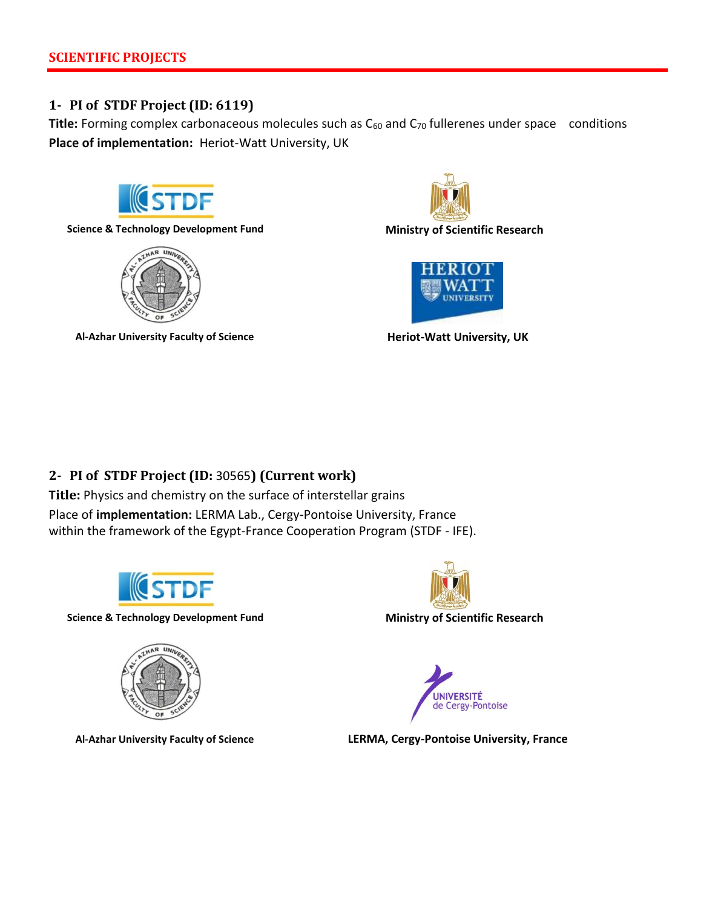## SCIENTIFIC PROJECTS

### 1- PI of STDF Project (ID: 6119)

**Title:** Forming complex carbonaceous molecules such as $C_{60}$ and $C_{70}$ fullerenes under space conditions
**Place of implementation:** Heriot-Watt University, UK

**Science & Technology Development Fund**

**Ministry of Scientific Research**

**Al-Azhar University Faculty of Science**

**Heriot-Watt University, UK**

### 2- PI of STDF Project (ID: 30565) (Current work)

**Title:** Physics and chemistry on the surface of interstellar grains
Place of **implementation:** LERMA Lab., Cergy-Pontoise University, France
within the framework of the Egypt-France Cooperation Program (STDF - IFE).

**Science & Technology Development Fund**

**Ministry of Scientific Research**

**Al-Azhar University Faculty of Science**

**LERMA, Cergy-Pontoise University, France**